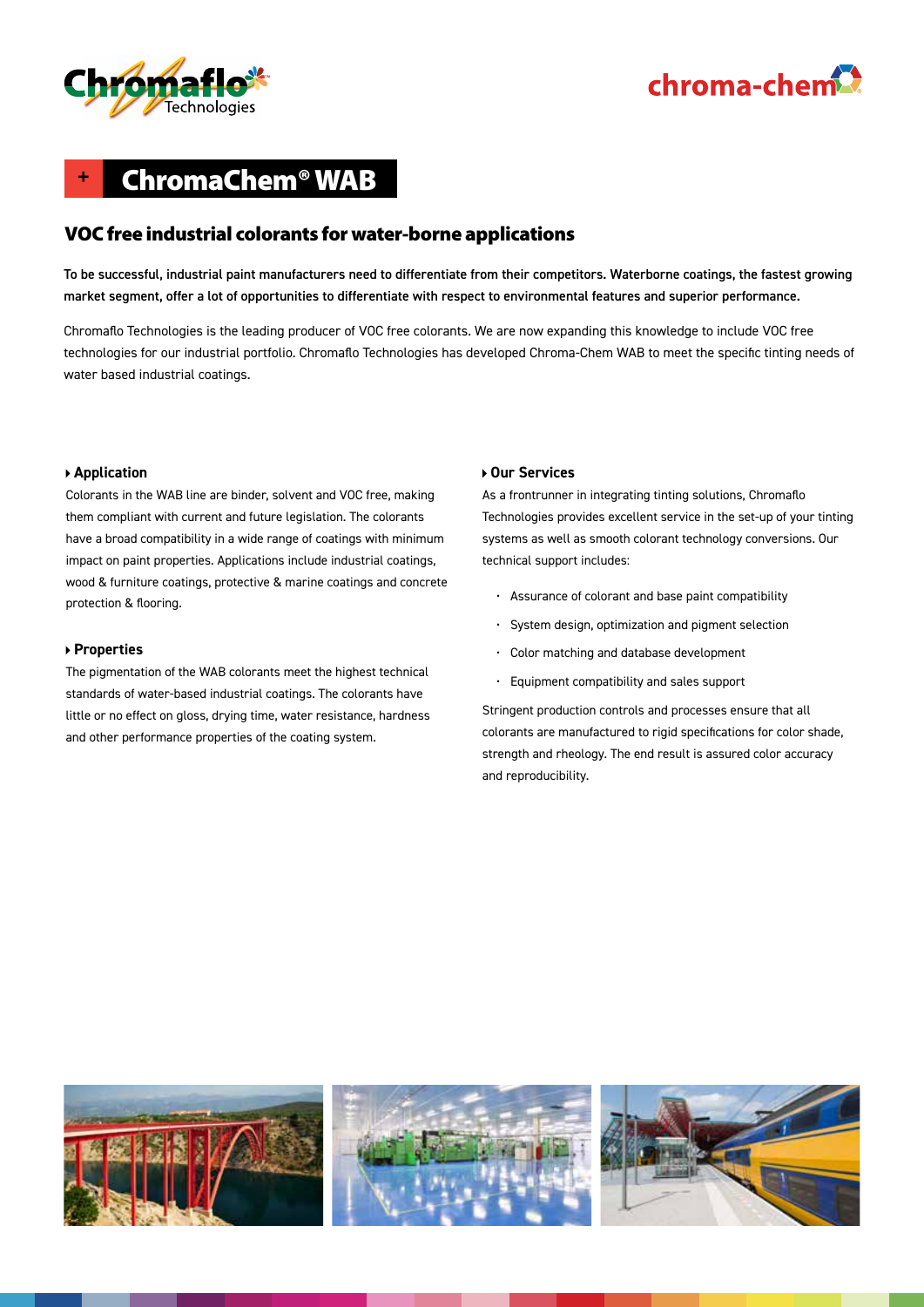# ChromaChem® WAB

## VOC free industrial colorants for water-borne applications

**To be successful, industrial paint manufacturers need to differentiate from their competitors. Waterborne coatings, the fastest growing market segment, offer a lot of opportunities to differentiate with respect to environmental features and superior performance.**

Chromaflo Technologies is the leading producer of VOC free colorants. We are now expanding this knowledge to include VOC free technologies for our industrial portfolio. Chromaflo Technologies has developed Chroma-Chem WAB to meet the specific tinting needs of water based industrial coatings.

### Application

Colorants in the WAB line are binder, solvent and VOC free, making them compliant with current and future legislation. The colorants have a broad compatibility in a wide range of coatings with minimum impact on paint properties. Applications include industrial coatings, wood & furniture coatings, protective & marine coatings and concrete protection & flooring.

### Properties

The pigmentation of the WAB colorants meet the highest technical standards of water-based industrial coatings. The colorants have little or no effect on gloss, drying time, water resistance, hardness and other performance properties of the coating system.

### Our Services

As a frontrunner in integrating tinting solutions, Chromaflo Technologies provides excellent service in the set-up of your tinting systems as well as smooth colorant technology conversions. Our technical support includes:

- Assurance of colorant and base paint compatibility
- System design, optimization and pigment selection
- Color matching and database development
- Equipment compatibility and sales support

Stringent production controls and processes ensure that all colorants are manufactured to rigid specifications for color shade, strength and rheology. The end result is assured color accuracy and reproducibility.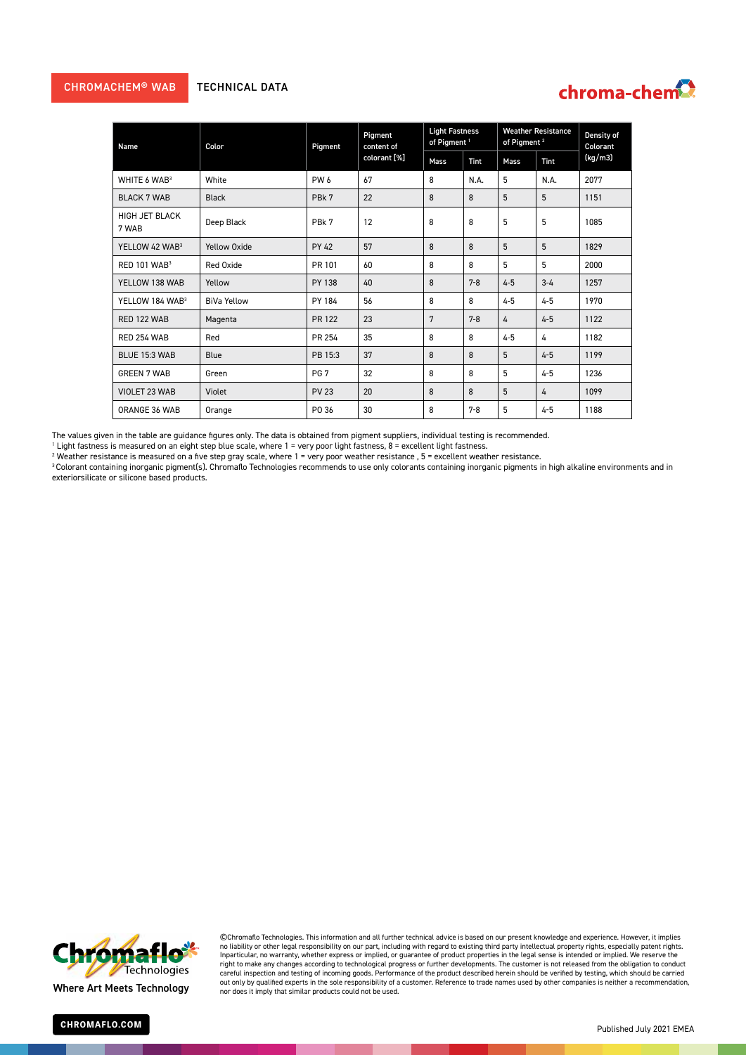CHROMACHEM® WAB TECHNICAL DATA

| Name | Color | Pigment | Pigment content of colorant [%] | Light Fastness of Pigment [1] | | Weather Resistance of Pigment [2] | | Density of Colorant (kg/m3) |
|---|---|---|---|---|---|---|---|---|
| | | | | Mass | Tint | Mass | Tint | |
| WHITE 6 WAB[3] | White | PW 6 | 67 | 8 | N.A. | 5 | N.A. | 2077 |
| BLACK 7 WAB | Black | PBk 7 | 22 | 8 | 8 | 5 | 5 | 1151 |
| HIGH JET BLACK 7 WAB | Deep Black | PBk 7 | 12 | 8 | 8 | 5 | 5 | 1085 |
| YELLOW 42 WAB[3] | Yellow Oxide | PY 42 | 57 | 8 | 8 | 5 | 5 | 1829 |
| RED 101 WAB[3] | Red Oxide | PR 101 | 60 | 8 | 8 | 5 | 5 | 2000 |
| YELLOW 138 WAB | Yellow | PY 138 | 40 | 8 | 7-8 | 4-5 | 3-4 | 1257 |
| YELLOW 184 WAB[3] | BiVa Yellow | PY 184 | 56 | 8 | 8 | 4-5 | 4-5 | 1970 |
| RED 122 WAB | Magenta | PR 122 | 23 | 7 | 7-8 | 4 | 4-5 | 1122 |
| RED 254 WAB | Red | PR 254 | 35 | 8 | 8 | 4-5 | 4 | 1182 |
| BLUE 15:3 WAB | Blue | PB 15:3 | 37 | 8 | 8 | 5 | 4-5 | 1199 |
| GREEN 7 WAB | Green | PG 7 | 32 | 8 | 8 | 5 | 4-5 | 1236 |
| VIOLET 23 WAB | Violet | PV 23 | 20 | 8 | 8 | 5 | 4 | 1099 |
| ORANGE 36 WAB | Orange | PO 36 | 30 | 8 | 7-8 | 5 | 4-5 | 1188 |

The values given in the table are guidance figures only. The data is obtained from pigment suppliers, individual testing is recommended.

[1] Light fastness is measured on an eight step blue scale, where 1 = very poor light fastness, 8 = excellent light fastness.

[2] Weather resistance is measured on a five step gray scale, where 1 = very poor weather resistance , 5 = excellent weather resistance.

[3] Colorant containing inorganic pigment(s). Chromaflo Technologies recommends to use only colorants containing inorganic pigments in high alkaline environments and in exteriorsilicate or silicone based products.

Where Art Meets Technology

©Chromaflo Technologies. This information and all further technical advice is based on our present knowledge and experience. However, it implies no liability or other legal responsibility on our part, including with regard to existing third party intellectual property rights, especially patent rights. Inparticular, no warranty, whether express or implied, or guarantee of product properties in the legal sense is intended or implied. We reserve the right to make any changes according to technological progress or further developments. The customer is not released from the obligation to conduct careful inspection and testing of incoming goods. Performance of the product described herein should be verified by testing, which should be carried out only by qualified experts in the sole responsibility of a customer. Reference to trade names used by other companies is neither a recommendation, nor does it imply that similar products could not be used.

CHROMAFLO.COM

Published July 2021 EMEA